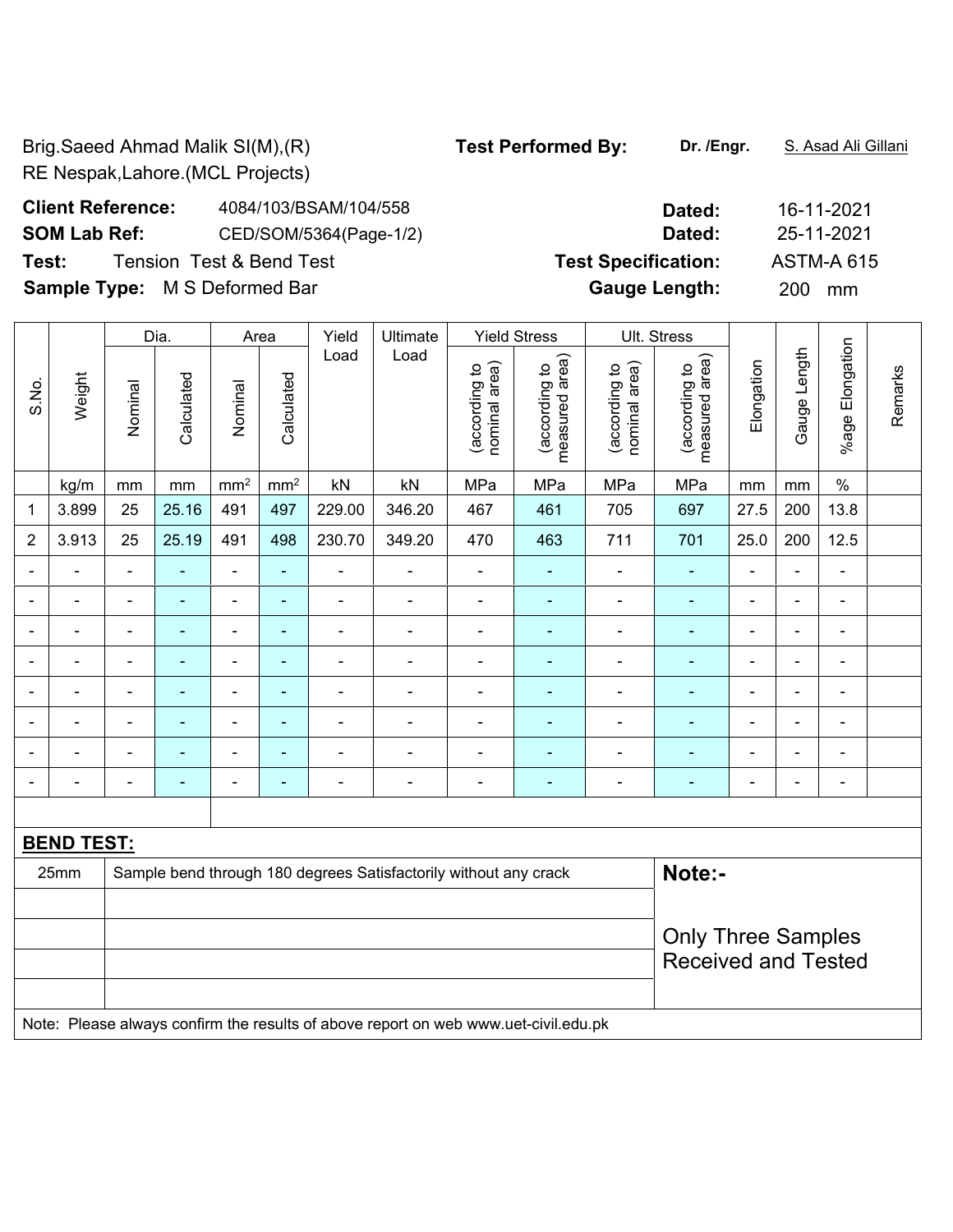Brig.Saeed Ahmad Malik SI(M),(R)
RE Nespak,Lahore.(MCL Projects)

**Test Performed By:** **Dr. /Engr.** S. Asad Ali Gillani

**Client Reference:** 4084/103/BSAM/104/558 **Dated:** 16-11-2021

**SOM Lab Ref:** CED/SOM/5364(Page-1/2) **Dated:** 25-11-2021

**Test:** Tension Test & Bend Test **Test Specification:** ASTM-A 615

**Sample Type:** M S Deformed Bar **Gauge Length:** 200 mm

| S.No. | Weight | Dia. | | Area | | Yield Load | Ultimate Load | Yield Stress | | Ult. Stress | | Elongation | Gauge Length | %age Elongation | Remarks |
|---|---|---|---|---|---|---|---|---|---|---|---|---|---|---|---|
| | | Nominal | Calculated | Nominal | Calculated | | | (according to nominal area) | (according to measured area) | (according to nominal area) | (according to measured area) | | | | |
| | kg/m | mm | mm | mm² | mm² | kN | kN | MPa | MPa | MPa | MPa | mm | mm | % | |
| 1 | 3.899 | 25 | 25.16 | 491 | 497 | 229.00 | 346.20 | 467 | 461 | 705 | 697 | 27.5 | 200 | 13.8 | |
| 2 | 3.913 | 25 | 25.19 | 491 | 498 | 230.70 | 349.20 | 470 | 463 | 711 | 701 | 25.0 | 200 | 12.5 | |
| - | - | - | - | - | - | - | - | - | - | - | - | - | - | - | |
| - | - | - | - | - | - | - | - | - | - | - | - | - | - | - | |
| - | - | - | - | - | - | - | - | - | - | - | - | - | - | - | |
| - | - | - | - | - | - | - | - | - | - | - | - | - | - | - | |
| - | - | - | - | - | - | - | - | - | - | - | - | - | - | - | |
| - | - | - | - | - | - | - | - | - | - | - | - | - | - | - | |
| - | - | - | - | - | - | - | - | - | - | - | - | - | - | - | |
| - | - | - | - | - | - | - | - | - | - | - | - | - | - | - | |

**BEND TEST:**

| | | |
|---|---|---|
| 25mm | Sample bend through 180 degrees Satisfactorily without any crack | **Note:-** |
| | | Only Three Samples Received and Tested |

Note: Please always confirm the results of above report on web www.uet-civil.edu.pk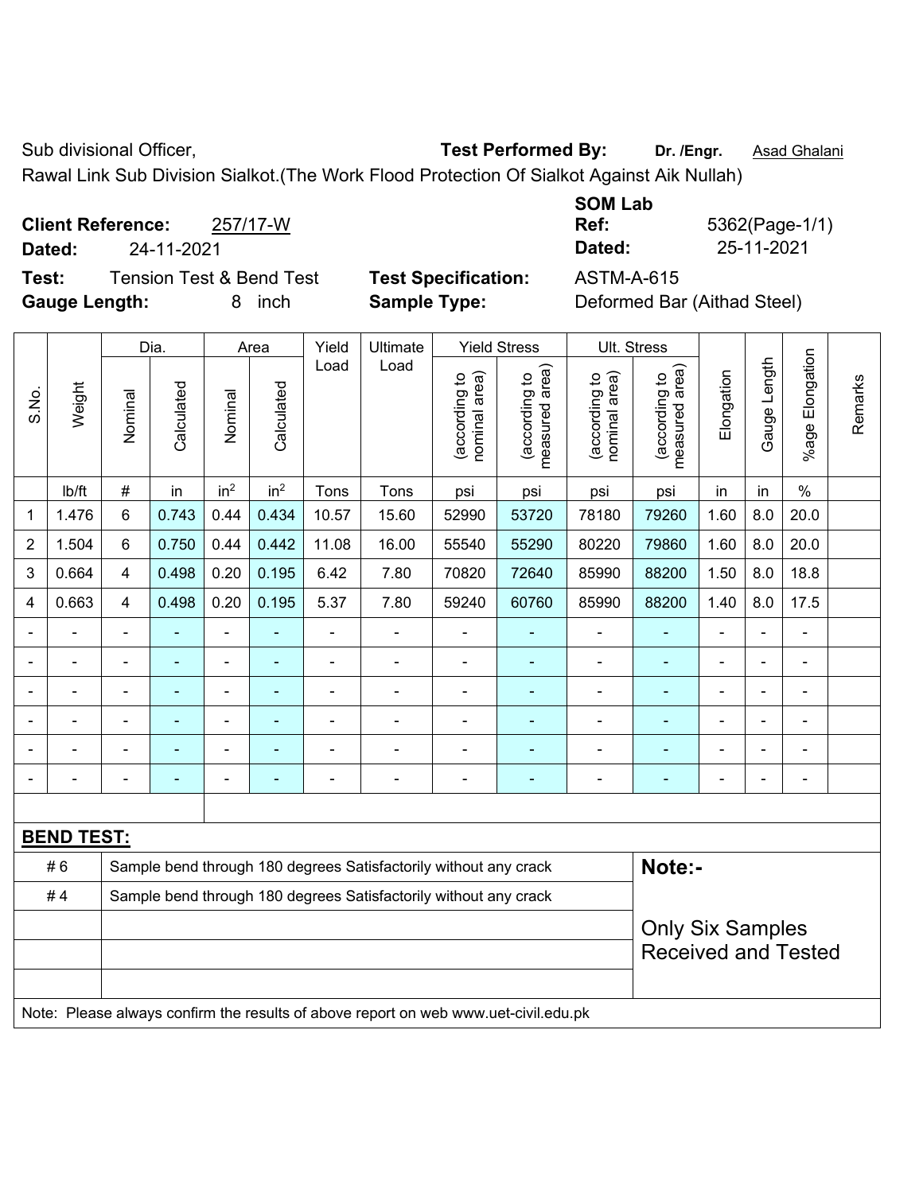Sub divisional Officer, **Test Performed By:** **Dr. /Engr.** Asad Ghalani

Rawal Link Sub Division Sialkot.(The Work Flood Protection Of Sialkot Against Aik Nullah)

**Client Reference:** 257/17-W  
**Dated:** 24-11-2021

**SOM Lab Ref:** 5362(Page-1/1)  
**Dated:** 25-11-2021

**Test:** Tension Test & Bend Test  
**Test Specification:** ASTM-A-615  
**Gauge Length:** 8 inch  
**Sample Type:** Deformed Bar (Aithad Steel)

| S.No. | Weight | Dia. | | Area | | Yield Load | Ultimate Load | Yield Stress | | Ult. Stress | | Elongation | Gauge Length | %age Elongation | Remarks |
|---|---|---|---|---|---|---|---|---|---|---|---|---|---|---|---|
| | | Nominal | Calculated | Nominal | Calculated | | | (according to nominal area) | (according to measured area) | (according to nominal area) | (according to measured area) | | | | |
| | lb/ft | # | in | $in^2$ | $in^2$ | Tons | Tons | psi | psi | psi | psi | in | in | % | |
| 1 | 1.476 | 6 | 0.743 | 0.44 | 0.434 | 10.57 | 15.60 | 52990 | 53720 | 78180 | 79260 | 1.60 | 8.0 | 20.0 | |
| 2 | 1.504 | 6 | 0.750 | 0.44 | 0.442 | 11.08 | 16.00 | 55540 | 55290 | 80220 | 79860 | 1.60 | 8.0 | 20.0 | |
| 3 | 0.664 | 4 | 0.498 | 0.20 | 0.195 | 6.42 | 7.80 | 70820 | 72640 | 85990 | 88200 | 1.50 | 8.0 | 18.8 | |
| 4 | 0.663 | 4 | 0.498 | 0.20 | 0.195 | 5.37 | 7.80 | 59240 | 60760 | 85990 | 88200 | 1.40 | 8.0 | 17.5 | |
| - | - | - | - | - | - | - | - | - | - | - | - | - | - | - | |
| - | - | - | - | - | - | - | - | - | - | - | - | - | - | - | |
| - | - | - | - | - | - | - | - | - | - | - | - | - | - | - | |
| - | - | - | - | - | - | - | - | - | - | - | - | - | - | - | |
| - | - | - | - | - | - | - | - | - | - | - | - | - | - | - | |
| - | - | - | - | - | - | - | - | - | - | - | - | - | - | - | |

**BEND TEST:**

| | | |
|---|---|---|
| # 6 | Sample bend through 180 degrees Satisfactorily without any crack | **Note:-** |
| # 4 | Sample bend through 180 degrees Satisfactorily without any crack | Only Six Samples Received and Tested |

Note: Please always confirm the results of above report on web www.uet-civil.edu.pk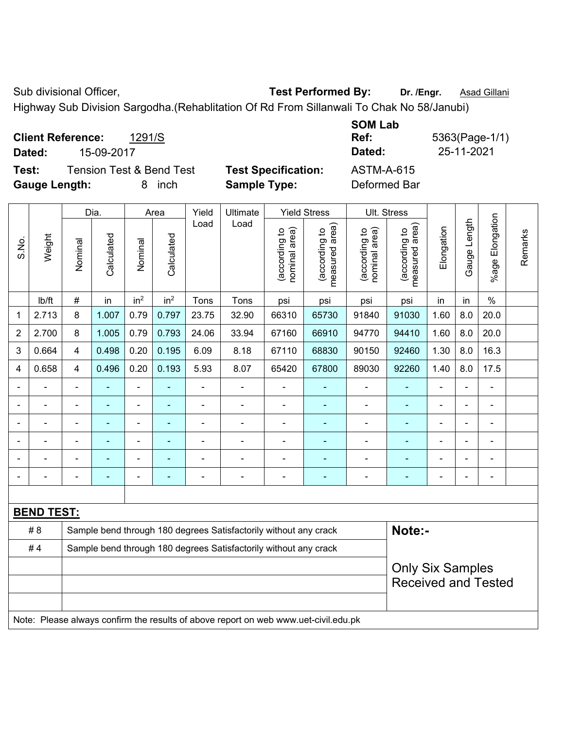Sub divisional Officer, **Test Performed By:** **Dr. /Engr.** Asad Gillani

Highway Sub Division Sargodha.(Rehablitation Of Rd From Sillanwali To Chak No 58/Janubi)

**Client Reference:** 1291/S

**Dated:** 15-09-2017

**SOM Lab Ref:** 5363(Page-1/1)

**Dated:** 25-11-2021

**Test:** Tension Test & Bend Test

**Test Specification:** ASTM-A-615

**Gauge Length:** 8 inch

**Sample Type:** Deformed Bar

| S.No. | Weight | Dia. | | Area | | Yield Load | Ultimate Load | Yield Stress | | Ult. Stress | | Elongation | Gauge Length | %age Elongation | Remarks |
|---|---|---|---|---|---|---|---|---|---|---|---|---|---|---|---|
| | | Nominal | Calculated | Nominal | Calculated | | | (according to nominal area) | (according to measured area) | (according to nominal area) | (according to measured area) | | | | |
| | lb/ft | # | in | in² | in² | Tons | Tons | psi | psi | psi | psi | in | in | % | |
| 1 | 2.713 | 8 | 1.007 | 0.79 | 0.797 | 23.75 | 32.90 | 66310 | 65730 | 91840 | 91030 | 1.60 | 8.0 | 20.0 | |
| 2 | 2.700 | 8 | 1.005 | 0.79 | 0.793 | 24.06 | 33.94 | 67160 | 66910 | 94770 | 94410 | 1.60 | 8.0 | 20.0 | |
| 3 | 0.664 | 4 | 0.498 | 0.20 | 0.195 | 6.09 | 8.18 | 67110 | 68830 | 90150 | 92460 | 1.30 | 8.0 | 16.3 | |
| 4 | 0.658 | 4 | 0.496 | 0.20 | 0.193 | 5.93 | 8.07 | 65420 | 67800 | 89030 | 92260 | 1.40 | 8.0 | 17.5 | |
| - | - | - | - | - | - | - | - | - | - | - | - | - | - | - | |
| - | - | - | - | - | - | - | - | - | - | - | - | - | - | - | |
| - | - | - | - | - | - | - | - | - | - | - | - | - | - | - | |
| - | - | - | - | - | - | - | - | - | - | - | - | - | - | - | |
| - | - | - | - | - | - | - | - | - | - | - | - | - | - | - | |
| - | - | - | - | - | - | - | - | - | - | - | - | - | - | - | |

**BEND TEST:**

| | | |
|---|---|---|
| # 8 | Sample bend through 180 degrees Satisfactorily without any crack | **Note:-** |
| # 4 | Sample bend through 180 degrees Satisfactorily without any crack | Only Six Samples Received and Tested |

Note: Please always confirm the results of above report on web www.uet-civil.edu.pk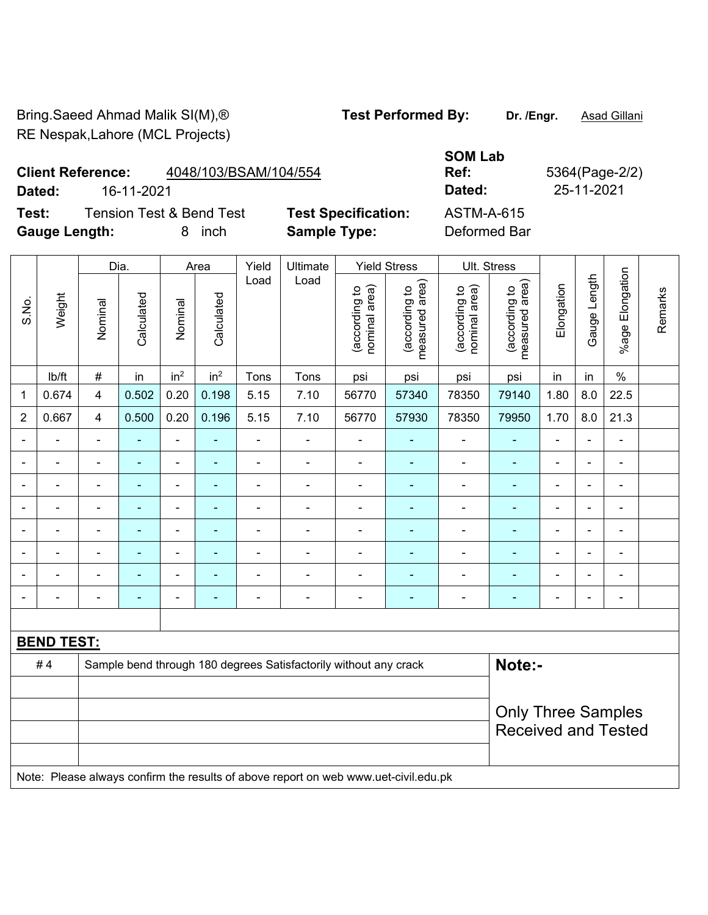Bring.Saeed Ahmad Malik SI(M),®
RE Nespak,Lahore (MCL Projects)

**Test Performed By:** Dr. /Engr. Asad Gillani

**Client Reference:** 4048/103/BSAM/104/554
**Dated:** 16-11-2021

**SOM Lab Ref:** 5364(Page-2/2)
**Dated:** 25-11-2021

**Test:** Tension Test & Bend Test
**Test Specification:** ASTM-A-615
**Gauge Length:** 8 inch
**Sample Type:** Deformed Bar

| S.No. | Weight | Dia. | | Area | | Yield Load | Ultimate Load | Yield Stress | | Ult. Stress | | Elongation | Gauge Length | %age Elongation | Remarks |
|---|---|---|---|---|---|---|---|---|---|---|---|---|---|---|---|
| | | Nominal | Calculated | Nominal | Calculated | | | (according to nominal area) | (according to measured area) | (according to nominal area) | (according to measured area) | | | | |
| | lb/ft | # | in | $in^2$ | $in^2$ | Tons | Tons | psi | psi | psi | psi | in | in | % | |
| 1 | 0.674 | 4 | 0.502 | 0.20 | 0.198 | 5.15 | 7.10 | 56770 | 57340 | 78350 | 79140 | 1.80 | 8.0 | 22.5 | |
| 2 | 0.667 | 4 | 0.500 | 0.20 | 0.196 | 5.15 | 7.10 | 56770 | 57930 | 78350 | 79950 | 1.70 | 8.0 | 21.3 | |
| - | - | - | - | - | - | - | - | - | - | - | - | - | - | - | |
| - | - | - | - | - | - | - | - | - | - | - | - | - | - | - | |
| - | - | - | - | - | - | - | - | - | - | - | - | - | - | - | |
| - | - | - | - | - | - | - | - | - | - | - | - | - | - | - | |
| - | - | - | - | - | - | - | - | - | - | - | - | - | - | - | |
| - | - | - | - | - | - | - | - | - | - | - | - | - | - | - | |
| - | - | - | - | - | - | - | - | - | - | - | - | - | - | - | |
| - | - | - | - | - | - | - | - | - | - | - | - | - | - | - | |

**BEND TEST:**

| | | |
|---|---|---|
| # 4 | Sample bend through 180 degrees Satisfactorily without any crack | **Note:-** Only Three Samples Received and Tested |

Note: Please always confirm the results of above report on web www.uet-civil.edu.pk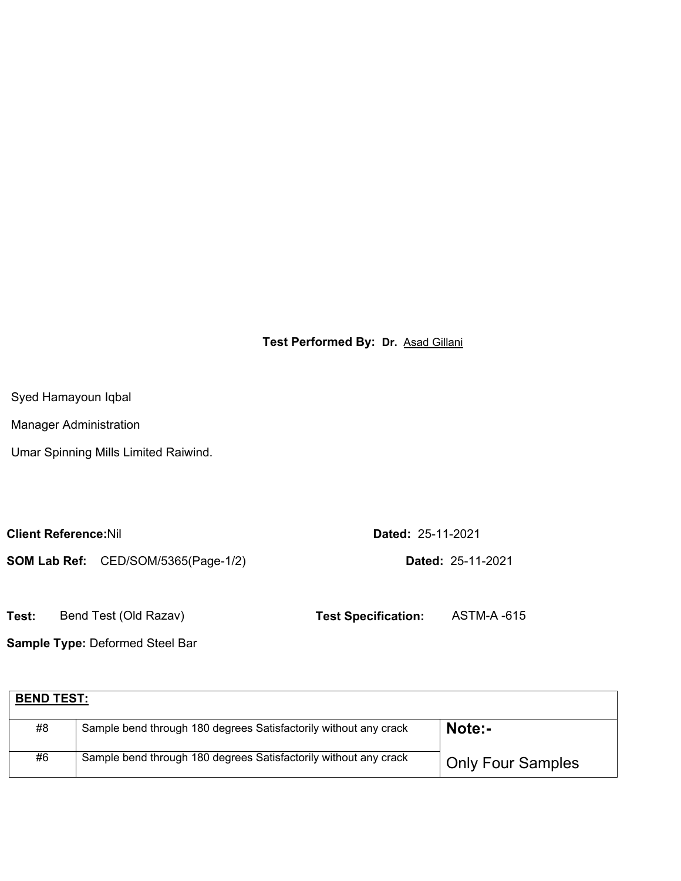**Test Performed By: Dr.** Asad Gillani

Syed Hamayoun Iqbal

Manager Administration

Umar Spinning Mills Limited Raiwind.

**Client Reference:** Nil **Dated:** 25-11-2021

**SOM Lab Ref:** CED/SOM/5365(Page-1/2) **Dated:** 25-11-2021

**Test:** Bend Test (Old Razav) **Test Specification:** ASTM-A -615

**Sample Type:** Deformed Steel Bar

| **BEND TEST:** | | |
|---|---|---|
| #8 | Sample bend through 180 degrees Satisfactorily without any crack | **Note:-** |
| #6 | Sample bend through 180 degrees Satisfactorily without any crack | Only Four Samples |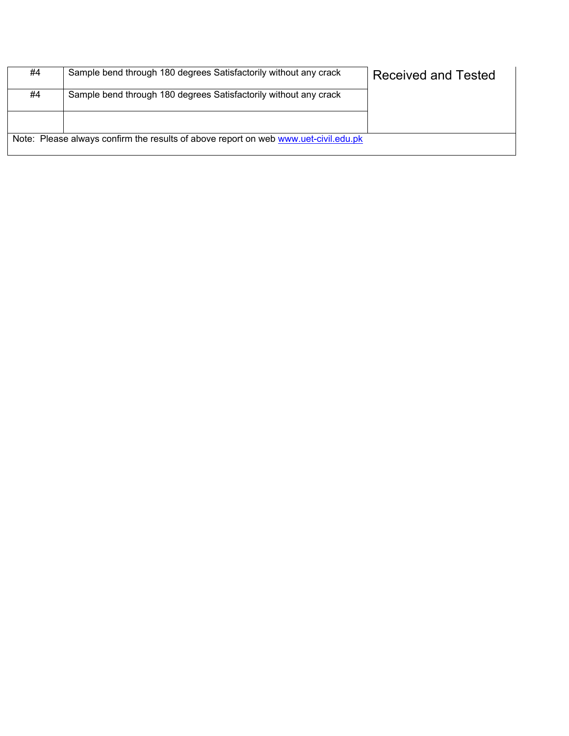| | | |
|---|---|---|
| #4 | Sample bend through 180 degrees Satisfactorily without any crack | Received and Tested |
| #4 | Sample bend through 180 degrees Satisfactorily without any crack | |
| | | |

Note: Please always confirm the results of above report on web www.uet-civil.edu.pk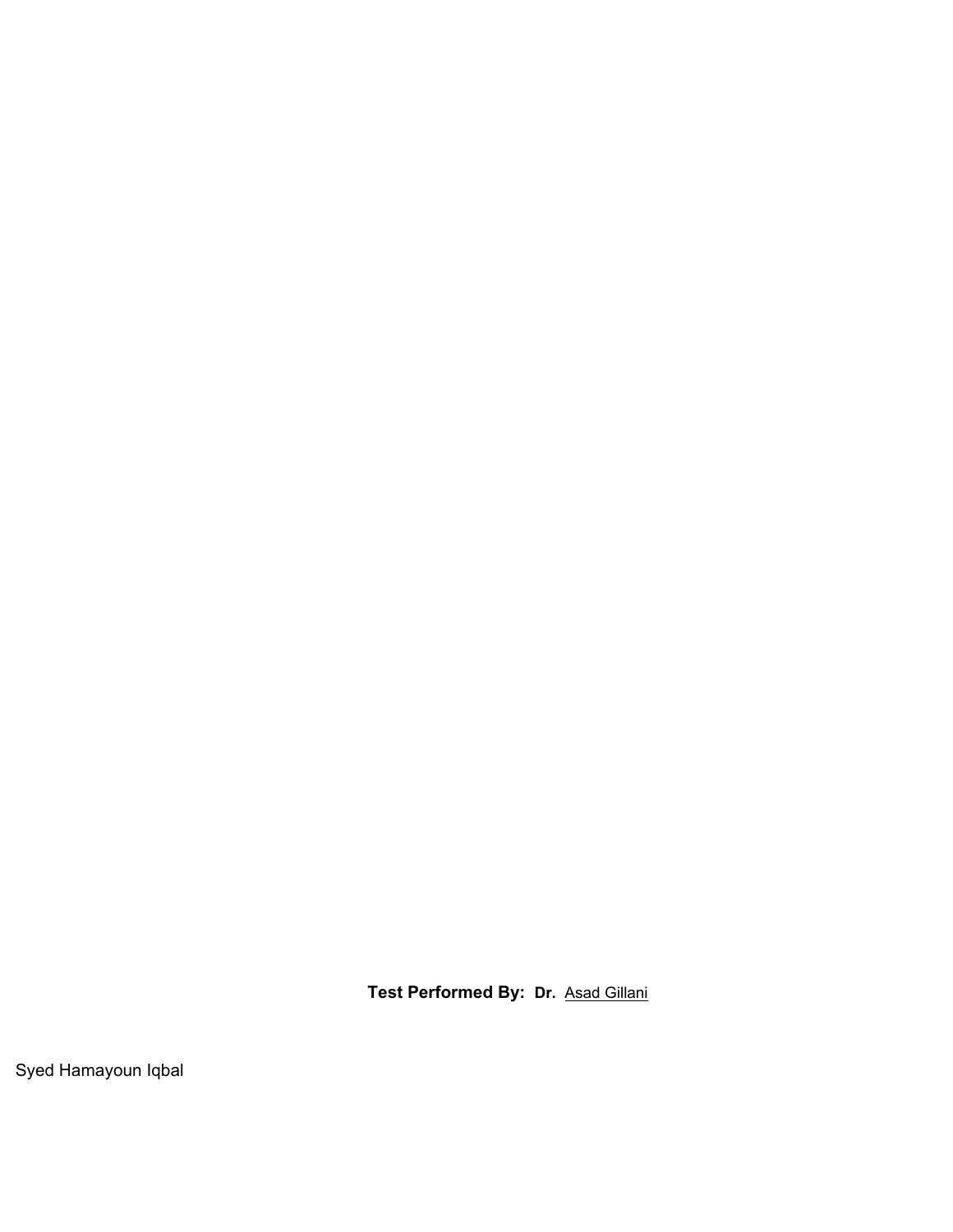**Test Performed By: Dr.** Asad Gillani

Syed Hamayoun Iqbal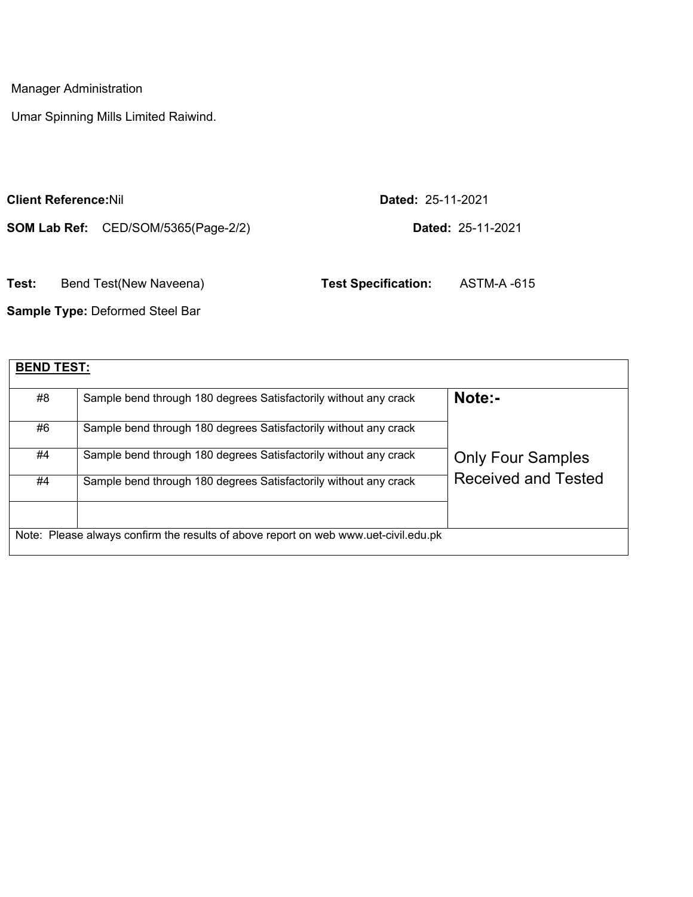Manager Administration

Umar Spinning Mills Limited Raiwind.

**Client Reference:** Nil **Dated:** 25-11-2021

**SOM Lab Ref:** CED/SOM/5365(Page-2/2) **Dated:** 25-11-2021

**Test:** Bend Test(New Naveena) **Test Specification:** ASTM-A -615

**Sample Type:** Deformed Steel Bar

| **BEND TEST:** | | |
|---|---|---|
| #8 | Sample bend through 180 degrees Satisfactorily without any crack | **Note:-** Only Four Samples Received and Tested |
| #6 | Sample bend through 180 degrees Satisfactorily without any crack | |
| #4 | Sample bend through 180 degrees Satisfactorily without any crack | |
| #4 | Sample bend through 180 degrees Satisfactorily without any crack | |
| | | |

Note: Please always confirm the results of above report on web www.uet-civil.edu.pk